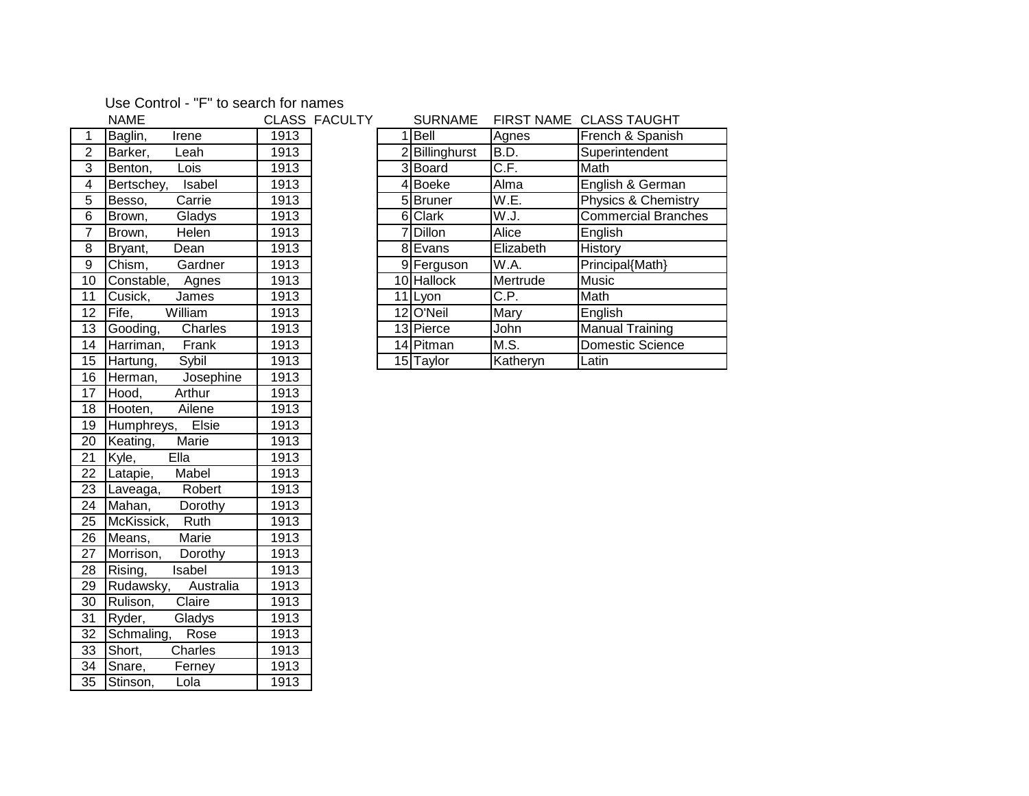Use Control - "F" to search for names

| | NAME | CLASS |
|---|---|---|
| 1 | Baglin, Irene | 1913 |
| 2 | Barker, Leah | 1913 |
| 3 | Benton, Lois | 1913 |
| 4 | Bertschey, Isabel | 1913 |
| 5 | Besso, Carrie | 1913 |
| 6 | Brown, Gladys | 1913 |
| 7 | Brown, Helen | 1913 |
| 8 | Bryant, Dean | 1913 |
| 9 | Chism, Gardner | 1913 |
| 10 | Constable, Agnes | 1913 |
| 11 | Cusick, James | 1913 |
| 12 | Fife, William | 1913 |
| 13 | Gooding, Charles | 1913 |
| 14 | Harriman, Frank | 1913 |
| 15 | Hartung, Sybil | 1913 |
| 16 | Herman, Josephine | 1913 |
| 17 | Hood, Arthur | 1913 |
| 18 | Hooten, Ailene | 1913 |
| 19 | Humphreys, Elsie | 1913 |
| 20 | Keating, Marie | 1913 |
| 21 | Kyle, Ella | 1913 |
| 22 | Latapie, Mabel | 1913 |
| 23 | Laveaga, Robert | 1913 |
| 24 | Mahan, Dorothy | 1913 |
| 25 | McKissick, Ruth | 1913 |
| 26 | Means, Marie | 1913 |
| 27 | Morrison, Dorothy | 1913 |
| 28 | Rising, Isabel | 1913 |
| 29 | Rudawsky, Australia | 1913 |
| 30 | Rulison, Claire | 1913 |
| 31 | Ryder, Gladys | 1913 |
| 32 | Schmaling, Rose | 1913 |
| 33 | Short, Charles | 1913 |
| 34 | Snare, Ferney | 1913 |
| 35 | Stinson, Lola | 1913 |

FACULTY

| | SURNAME | FIRST NAME | CLASS TAUGHT |
|---|---|---|---|
| 1 | Bell | Agnes | French & Spanish |
| 2 | Billinghurst | B.D. | Superintendent |
| 3 | Board | C.F. | Math |
| 4 | Boeke | Alma | English & German |
| 5 | Bruner | W.E. | Physics & Chemistry |
| 6 | Clark | W.J. | Commercial Branches |
| 7 | Dillon | Alice | English |
| 8 | Evans | Elizabeth | History |
| 9 | Ferguson | W.A. | Principal{Math} |
| 10 | Hallock | Mertrude | Music |
| 11 | Lyon | C.P. | Math |
| 12 | O'Neil | Mary | English |
| 13 | Pierce | John | Manual Training |
| 14 | Pitman | M.S. | Domestic Science |
| 15 | Taylor | Katheryn | Latin |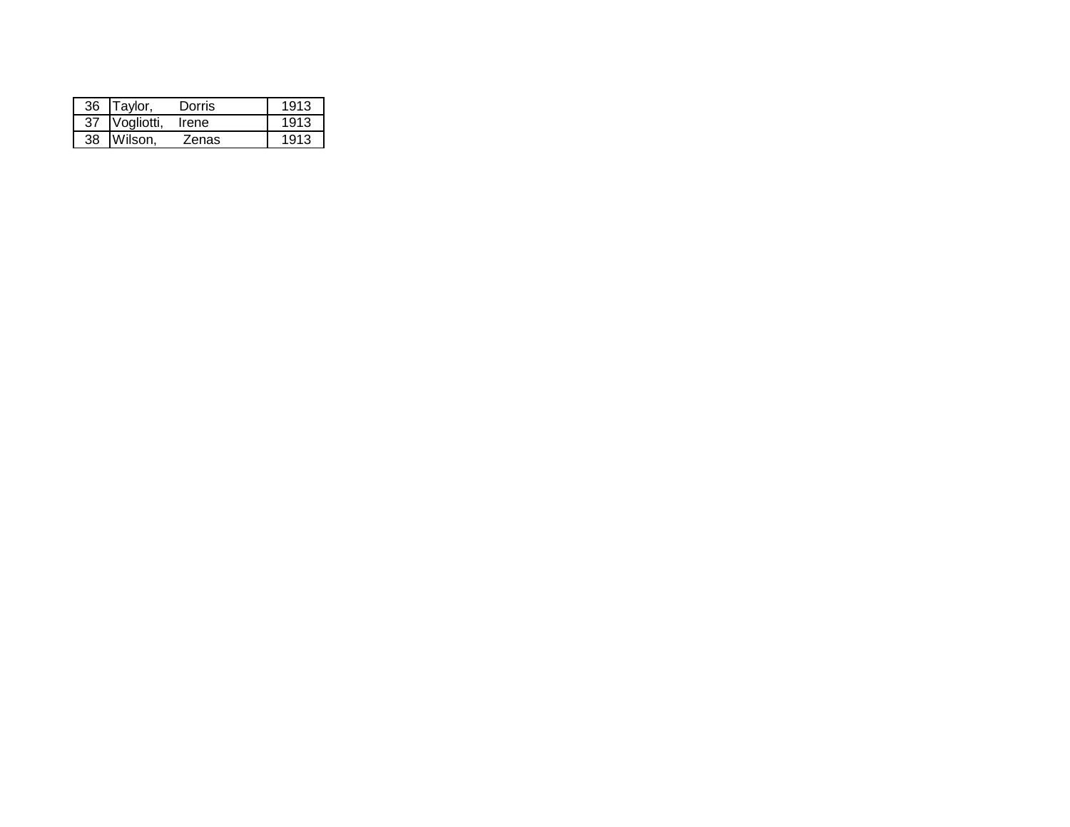| | | |
|---|---|---|
| 36 | Taylor, Dorris | 1913 |
| 37 | Vogliotti, Irene | 1913 |
| 38 | Wilson, Zenas | 1913 |